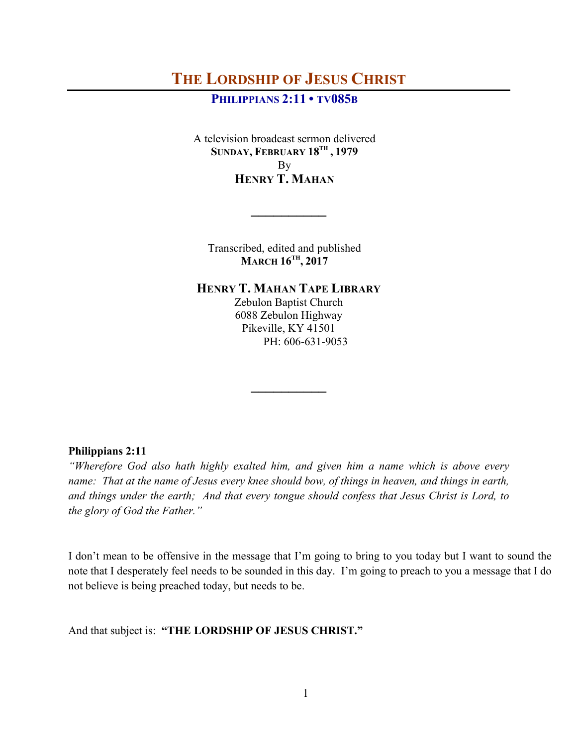# THE LORDSHIP OF JESUS CHRIST

**PHILIPPIANS 2:11 • TV085B**

A television broadcast sermon delivered
**SUNDAY, FEBRUARY 18TH, 1979**
By
**HENRY T. MAHAN**

---

Transcribed, edited and published
**MARCH 16TH, 2017**

**HENRY T. MAHAN TAPE LIBRARY**
Zebulon Baptist Church
6088 Zebulon Highway
Pikeville, KY 41501
PH: 606-631-9053

---

**Philippians 2:11**
*"Wherefore God also hath highly exalted him, and given him a name which is above every name: That at the name of Jesus every knee should bow, of things in heaven, and things in earth, and things under the earth; And that every tongue should confess that Jesus Christ is Lord, to the glory of God the Father."*

I don't mean to be offensive in the message that I'm going to bring to you today but I want to sound the note that I desperately feel needs to be sounded in this day. I'm going to preach to you a message that I do not believe is being preached today, but needs to be.

And that subject is: **"THE LORDSHIP OF JESUS CHRIST."**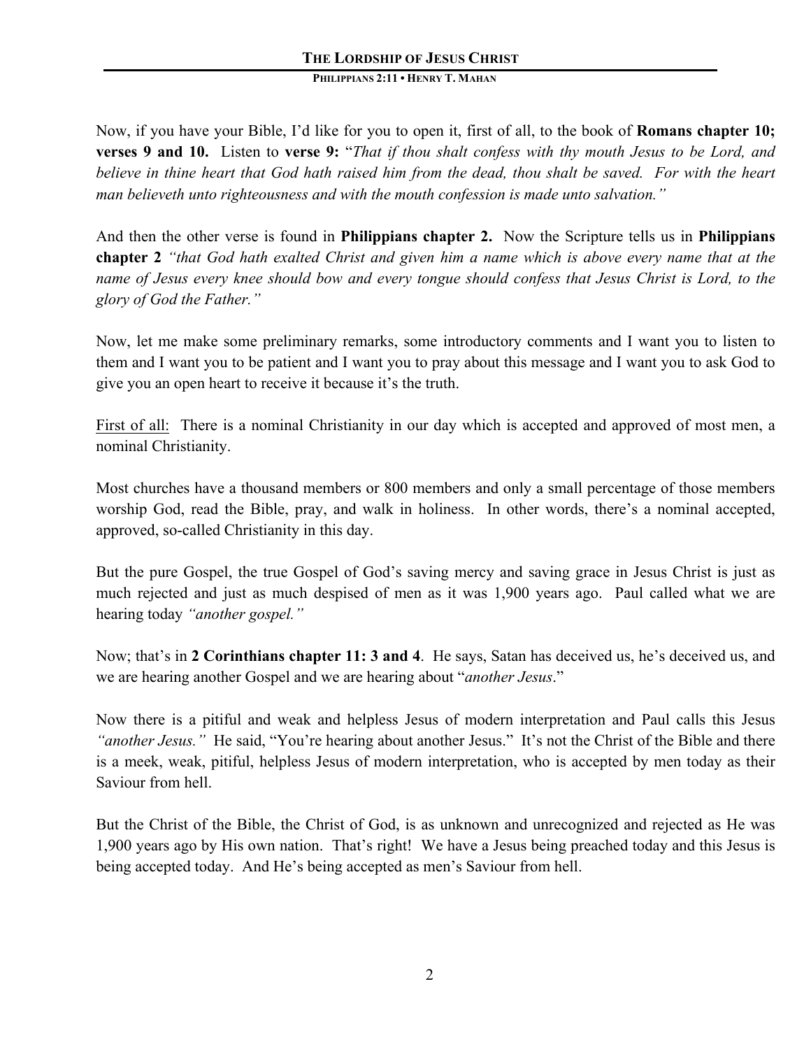Now, if you have your Bible, I'd like for you to open it, first of all, to the book of **Romans chapter 10; verses 9 and 10.** Listen to **verse 9:** "*That if thou shalt confess with thy mouth Jesus to be Lord, and believe in thine heart that God hath raised him from the dead, thou shalt be saved. For with the heart man believeth unto righteousness and with the mouth confession is made unto salvation."*

And then the other verse is found in **Philippians chapter 2.** Now the Scripture tells us in **Philippians chapter 2** *"that God hath exalted Christ and given him a name which is above every name that at the name of Jesus every knee should bow and every tongue should confess that Jesus Christ is Lord, to the glory of God the Father."*

Now, let me make some preliminary remarks, some introductory comments and I want you to listen to them and I want you to be patient and I want you to pray about this message and I want you to ask God to give you an open heart to receive it because it's the truth.

<u>First of all:</u> There is a nominal Christianity in our day which is accepted and approved of most men, a nominal Christianity.

Most churches have a thousand members or 800 members and only a small percentage of those members worship God, read the Bible, pray, and walk in holiness. In other words, there's a nominal accepted, approved, so-called Christianity in this day.

But the pure Gospel, the true Gospel of God's saving mercy and saving grace in Jesus Christ is just as much rejected and just as much despised of men as it was 1,900 years ago. Paul called what we are hearing today *"another gospel."*

Now; that's in **2 Corinthians chapter 11: 3 and 4**. He says, Satan has deceived us, he's deceived us, and we are hearing another Gospel and we are hearing about "*another Jesus*."

Now there is a pitiful and weak and helpless Jesus of modern interpretation and Paul calls this Jesus *"another Jesus."* He said, "You're hearing about another Jesus." It's not the Christ of the Bible and there is a meek, weak, pitiful, helpless Jesus of modern interpretation, who is accepted by men today as their Saviour from hell.

But the Christ of the Bible, the Christ of God, is as unknown and unrecognized and rejected as He was 1,900 years ago by His own nation. That's right! We have a Jesus being preached today and this Jesus is being accepted today. And He's being accepted as men's Saviour from hell.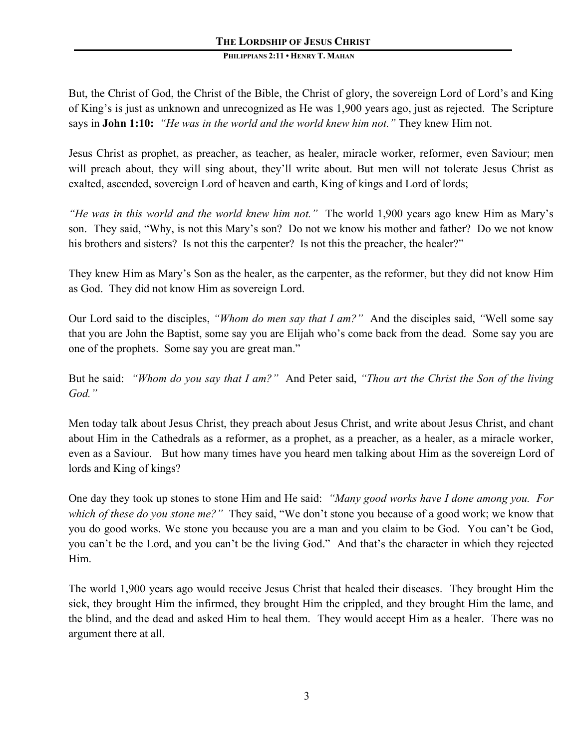But, the Christ of God, the Christ of the Bible, the Christ of glory, the sovereign Lord of Lord's and King of King's is just as unknown and unrecognized as He was 1,900 years ago, just as rejected. The Scripture says in **John 1:10:** *"He was in the world and the world knew him not."* They knew Him not.

Jesus Christ as prophet, as preacher, as teacher, as healer, miracle worker, reformer, even Saviour; men will preach about, they will sing about, they'll write about. But men will not tolerate Jesus Christ as exalted, ascended, sovereign Lord of heaven and earth, King of kings and Lord of lords;

*"He was in this world and the world knew him not."* The world 1,900 years ago knew Him as Mary's son. They said, "Why, is not this Mary's son? Do not we know his mother and father? Do we not know his brothers and sisters? Is not this the carpenter? Is not this the preacher, the healer?"

They knew Him as Mary's Son as the healer, as the carpenter, as the reformer, but they did not know Him as God. They did not know Him as sovereign Lord.

Our Lord said to the disciples, *"Whom do men say that I am?"* And the disciples said, *"*Well some say that you are John the Baptist, some say you are Elijah who's come back from the dead. Some say you are one of the prophets. Some say you are great man."

But he said: *"Whom do you say that I am?"* And Peter said, *"Thou art the Christ the Son of the living God."*

Men today talk about Jesus Christ, they preach about Jesus Christ, and write about Jesus Christ, and chant about Him in the Cathedrals as a reformer, as a prophet, as a preacher, as a healer, as a miracle worker, even as a Saviour. But how many times have you heard men talking about Him as the sovereign Lord of lords and King of kings?

One day they took up stones to stone Him and He said: *"Many good works have I done among you. For which of these do you stone me?"* They said, "We don't stone you because of a good work; we know that you do good works. We stone you because you are a man and you claim to be God. You can't be God, you can't be the Lord, and you can't be the living God." And that's the character in which they rejected Him.

The world 1,900 years ago would receive Jesus Christ that healed their diseases. They brought Him the sick, they brought Him the infirmed, they brought Him the crippled, and they brought Him the lame, and the blind, and the dead and asked Him to heal them. They would accept Him as a healer. There was no argument there at all.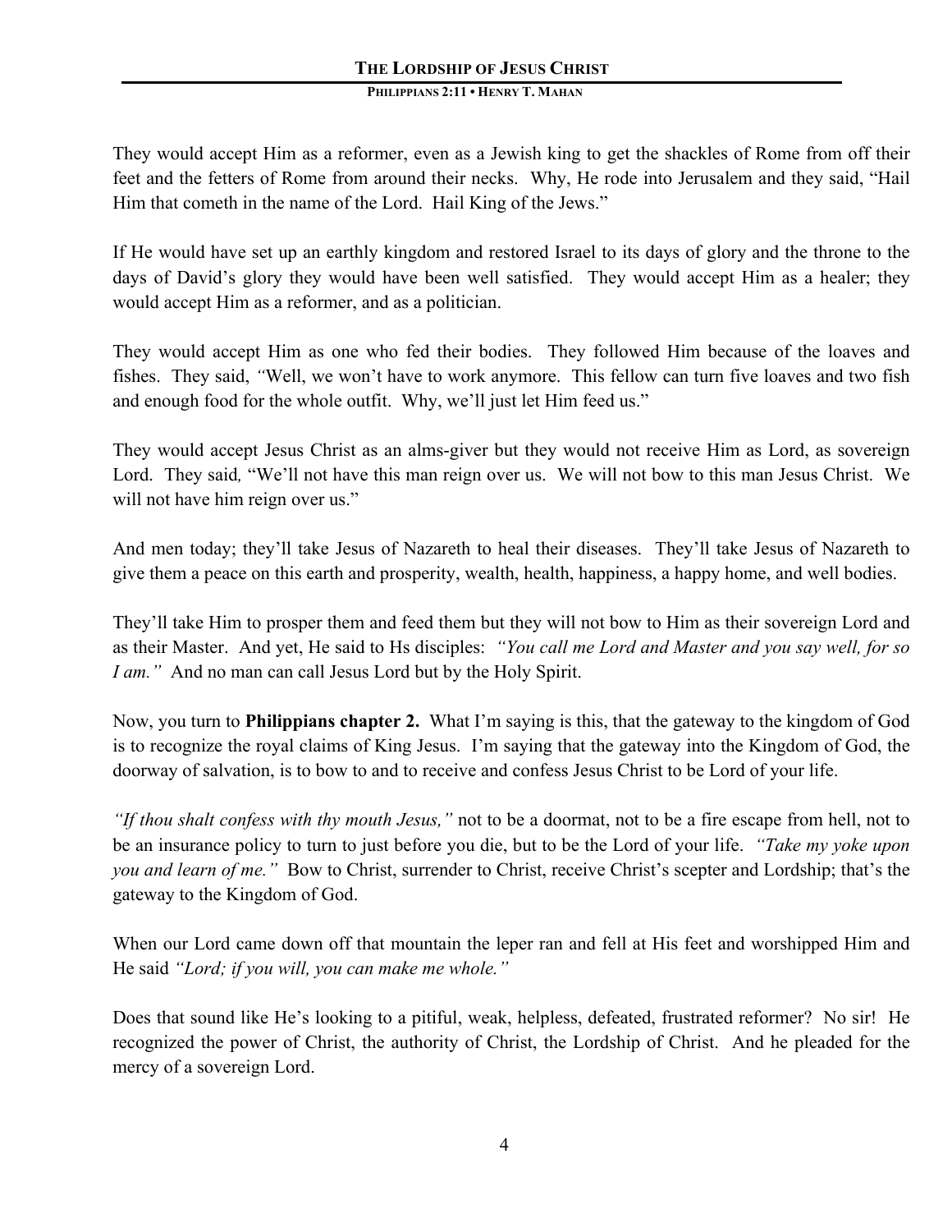They would accept Him as a reformer, even as a Jewish king to get the shackles of Rome from off their feet and the fetters of Rome from around their necks. Why, He rode into Jerusalem and they said, "Hail Him that cometh in the name of the Lord. Hail King of the Jews."

If He would have set up an earthly kingdom and restored Israel to its days of glory and the throne to the days of David's glory they would have been well satisfied. They would accept Him as a healer; they would accept Him as a reformer, and as a politician.

They would accept Him as one who fed their bodies. They followed Him because of the loaves and fishes. They said, "Well, we won't have to work anymore. This fellow can turn five loaves and two fish and enough food for the whole outfit. Why, we'll just let Him feed us."

They would accept Jesus Christ as an alms-giver but they would not receive Him as Lord, as sovereign Lord. They said, "We'll not have this man reign over us. We will not bow to this man Jesus Christ. We will not have him reign over us."

And men today; they'll take Jesus of Nazareth to heal their diseases. They'll take Jesus of Nazareth to give them a peace on this earth and prosperity, wealth, health, happiness, a happy home, and well bodies.

They'll take Him to prosper them and feed them but they will not bow to Him as their sovereign Lord and as their Master. And yet, He said to Hs disciples: *"You call me Lord and Master and you say well, for so I am."* And no man can call Jesus Lord but by the Holy Spirit.

Now, you turn to **Philippians chapter 2.** What I'm saying is this, that the gateway to the kingdom of God is to recognize the royal claims of King Jesus. I'm saying that the gateway into the Kingdom of God, the doorway of salvation, is to bow to and to receive and confess Jesus Christ to be Lord of your life.

*"If thou shalt confess with thy mouth Jesus,"* not to be a doormat, not to be a fire escape from hell, not to be an insurance policy to turn to just before you die, but to be the Lord of your life. *"Take my yoke upon you and learn of me."* Bow to Christ, surrender to Christ, receive Christ's scepter and Lordship; that's the gateway to the Kingdom of God.

When our Lord came down off that mountain the leper ran and fell at His feet and worshipped Him and He said *"Lord; if you will, you can make me whole."*

Does that sound like He's looking to a pitiful, weak, helpless, defeated, frustrated reformer? No sir! He recognized the power of Christ, the authority of Christ, the Lordship of Christ. And he pleaded for the mercy of a sovereign Lord.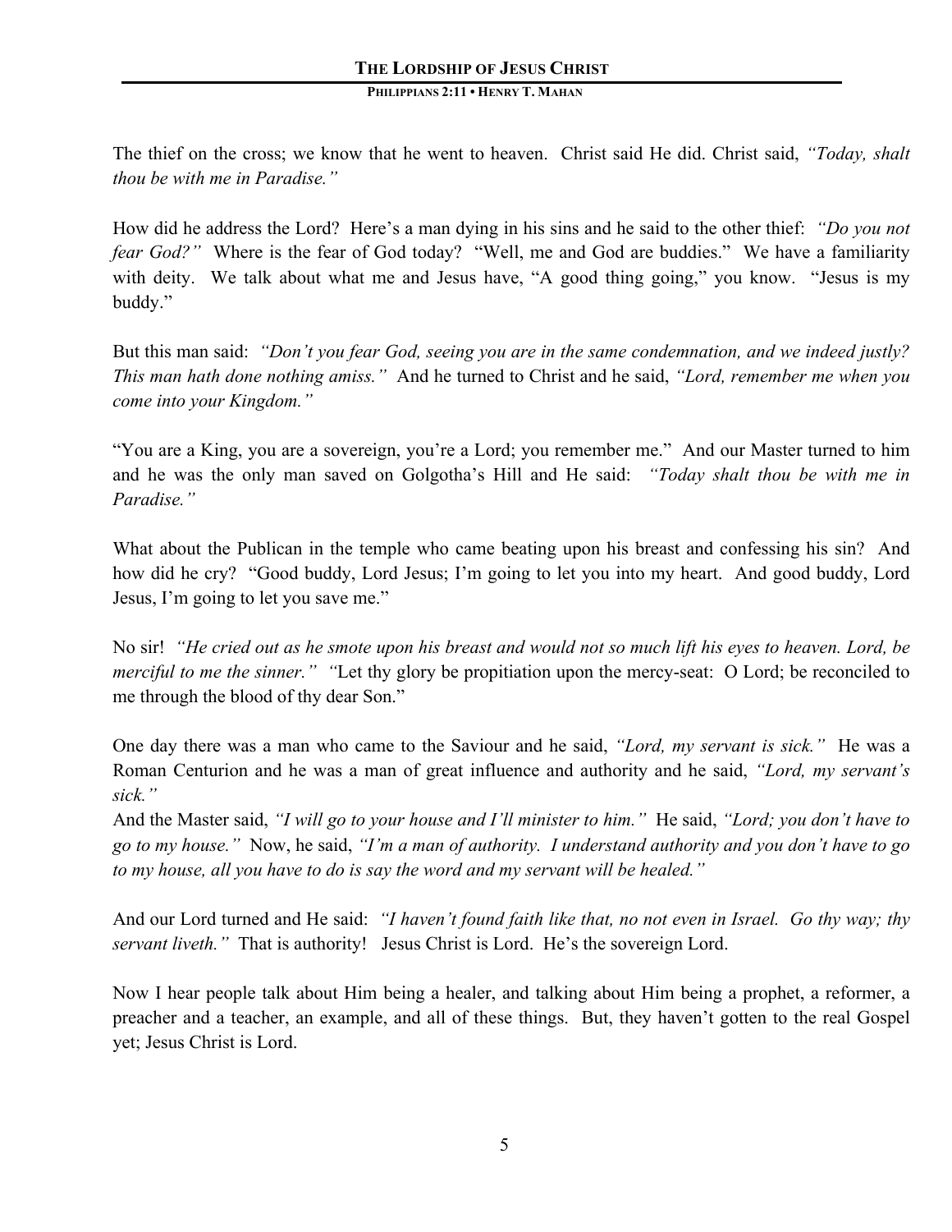The thief on the cross; we know that he went to heaven. Christ said He did. Christ said, *"Today, shalt thou be with me in Paradise."*

How did he address the Lord? Here's a man dying in his sins and he said to the other thief: *"Do you not fear God?"* Where is the fear of God today? "Well, me and God are buddies." We have a familiarity with deity. We talk about what me and Jesus have, "A good thing going," you know. "Jesus is my buddy."

But this man said: *"Don't you fear God, seeing you are in the same condemnation, and we indeed justly? This man hath done nothing amiss."* And he turned to Christ and he said, *"Lord, remember me when you come into your Kingdom."*

"You are a King, you are a sovereign, you're a Lord; you remember me." And our Master turned to him and he was the only man saved on Golgotha's Hill and He said: *"Today shalt thou be with me in Paradise."*

What about the Publican in the temple who came beating upon his breast and confessing his sin? And how did he cry? "Good buddy, Lord Jesus; I'm going to let you into my heart. And good buddy, Lord Jesus, I'm going to let you save me."

No sir! *"He cried out as he smote upon his breast and would not so much lift his eyes to heaven. Lord, be merciful to me the sinner." "*Let thy glory be propitiation upon the mercy-seat: O Lord; be reconciled to me through the blood of thy dear Son."

One day there was a man who came to the Saviour and he said, *"Lord, my servant is sick."* He was a Roman Centurion and he was a man of great influence and authority and he said, *"Lord, my servant's sick."*

And the Master said, *"I will go to your house and I'll minister to him."* He said, *"Lord; you don't have to go to my house."* Now, he said, *"I'm a man of authority. I understand authority and you don't have to go to my house, all you have to do is say the word and my servant will be healed."*

And our Lord turned and He said: *"I haven't found faith like that, no not even in Israel. Go thy way; thy servant liveth."* That is authority! Jesus Christ is Lord. He's the sovereign Lord.

Now I hear people talk about Him being a healer, and talking about Him being a prophet, a reformer, a preacher and a teacher, an example, and all of these things. But, they haven't gotten to the real Gospel yet; Jesus Christ is Lord.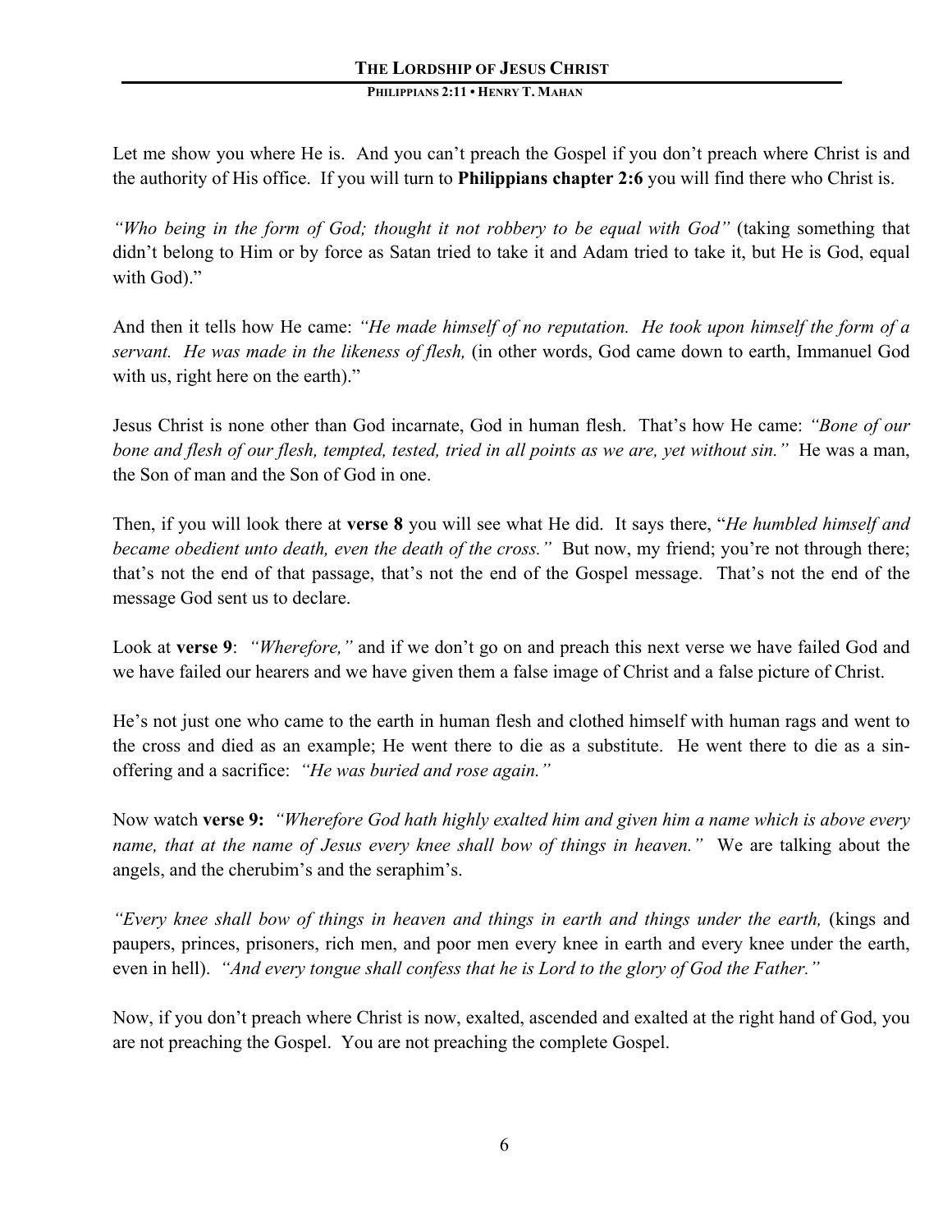Let me show you where He is. And you can't preach the Gospel if you don't preach where Christ is and the authority of His office. If you will turn to **Philippians chapter 2:6** you will find there who Christ is.

*"Who being in the form of God; thought it not robbery to be equal with God"* (taking something that didn't belong to Him or by force as Satan tried to take it and Adam tried to take it, but He is God, equal with God)."

And then it tells how He came: *"He made himself of no reputation. He took upon himself the form of a servant. He was made in the likeness of flesh,* (in other words, God came down to earth, Immanuel God with us, right here on the earth)."

Jesus Christ is none other than God incarnate, God in human flesh. That's how He came: *"Bone of our bone and flesh of our flesh, tempted, tested, tried in all points as we are, yet without sin."* He was a man, the Son of man and the Son of God in one.

Then, if you will look there at **verse 8** you will see what He did. It says there, "*He humbled himself and became obedient unto death, even the death of the cross."* But now, my friend; you're not through there; that's not the end of that passage, that's not the end of the Gospel message. That's not the end of the message God sent us to declare.

Look at **verse 9**: *"Wherefore,"* and if we don't go on and preach this next verse we have failed God and we have failed our hearers and we have given them a false image of Christ and a false picture of Christ.

He's not just one who came to the earth in human flesh and clothed himself with human rags and went to the cross and died as an example; He went there to die as a substitute. He went there to die as a sin-offering and a sacrifice: *"He was buried and rose again."*

Now watch **verse 9:** *"Wherefore God hath highly exalted him and given him a name which is above every name, that at the name of Jesus every knee shall bow of things in heaven."* We are talking about the angels, and the cherubim's and the seraphim's.

*"Every knee shall bow of things in heaven and things in earth and things under the earth,* (kings and paupers, princes, prisoners, rich men, and poor men every knee in earth and every knee under the earth, even in hell). *"And every tongue shall confess that he is Lord to the glory of God the Father."*

Now, if you don't preach where Christ is now, exalted, ascended and exalted at the right hand of God, you are not preaching the Gospel. You are not preaching the complete Gospel.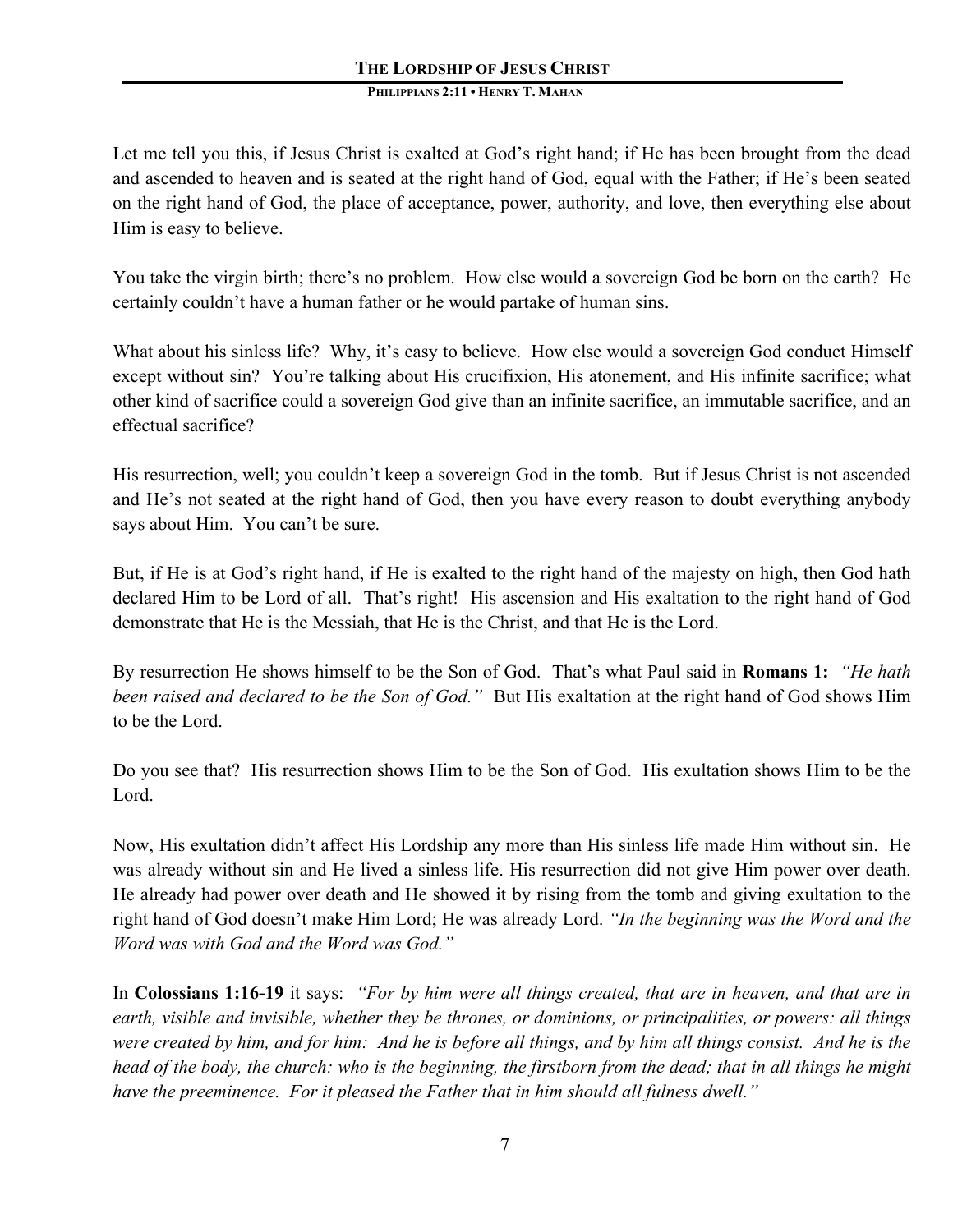Let me tell you this, if Jesus Christ is exalted at God's right hand; if He has been brought from the dead and ascended to heaven and is seated at the right hand of God, equal with the Father; if He's been seated on the right hand of God, the place of acceptance, power, authority, and love, then everything else about Him is easy to believe.

You take the virgin birth; there's no problem. How else would a sovereign God be born on the earth? He certainly couldn't have a human father or he would partake of human sins.

What about his sinless life? Why, it's easy to believe. How else would a sovereign God conduct Himself except without sin? You're talking about His crucifixion, His atonement, and His infinite sacrifice; what other kind of sacrifice could a sovereign God give than an infinite sacrifice, an immutable sacrifice, and an effectual sacrifice?

His resurrection, well; you couldn't keep a sovereign God in the tomb. But if Jesus Christ is not ascended and He's not seated at the right hand of God, then you have every reason to doubt everything anybody says about Him. You can't be sure.

But, if He is at God's right hand, if He is exalted to the right hand of the majesty on high, then God hath declared Him to be Lord of all. That's right! His ascension and His exaltation to the right hand of God demonstrate that He is the Messiah, that He is the Christ, and that He is the Lord.

By resurrection He shows himself to be the Son of God. That's what Paul said in **Romans 1:** *"He hath been raised and declared to be the Son of God."* But His exaltation at the right hand of God shows Him to be the Lord.

Do you see that? His resurrection shows Him to be the Son of God. His exultation shows Him to be the Lord.

Now, His exultation didn't affect His Lordship any more than His sinless life made Him without sin. He was already without sin and He lived a sinless life. His resurrection did not give Him power over death. He already had power over death and He showed it by rising from the tomb and giving exultation to the right hand of God doesn't make Him Lord; He was already Lord. *"In the beginning was the Word and the Word was with God and the Word was God."*

In **Colossians 1:16-19** it says: *"For by him were all things created, that are in heaven, and that are in earth, visible and invisible, whether they be thrones, or dominions, or principalities, or powers: all things were created by him, and for him: And he is before all things, and by him all things consist. And he is the head of the body, the church: who is the beginning, the firstborn from the dead; that in all things he might have the preeminence. For it pleased the Father that in him should all fulness dwell."*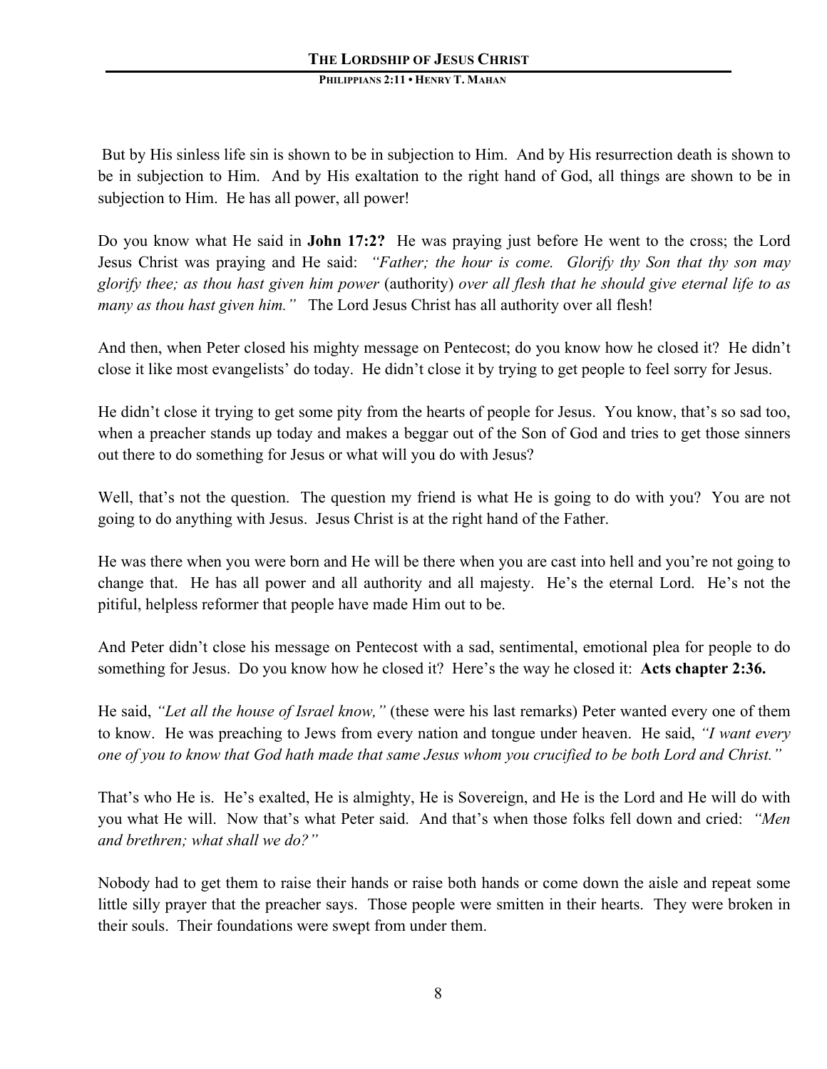But by His sinless life sin is shown to be in subjection to Him. And by His resurrection death is shown to be in subjection to Him. And by His exaltation to the right hand of God, all things are shown to be in subjection to Him. He has all power, all power!

Do you know what He said in **John 17:2?** He was praying just before He went to the cross; the Lord Jesus Christ was praying and He said: *"Father; the hour is come. Glorify thy Son that thy son may glorify thee; as thou hast given him power* (authority) *over all flesh that he should give eternal life to as many as thou hast given him."* The Lord Jesus Christ has all authority over all flesh!

And then, when Peter closed his mighty message on Pentecost; do you know how he closed it? He didn't close it like most evangelists' do today. He didn't close it by trying to get people to feel sorry for Jesus.

He didn't close it trying to get some pity from the hearts of people for Jesus. You know, that's so sad too, when a preacher stands up today and makes a beggar out of the Son of God and tries to get those sinners out there to do something for Jesus or what will you do with Jesus?

Well, that's not the question. The question my friend is what He is going to do with you? You are not going to do anything with Jesus. Jesus Christ is at the right hand of the Father.

He was there when you were born and He will be there when you are cast into hell and you're not going to change that. He has all power and all authority and all majesty. He's the eternal Lord. He's not the pitiful, helpless reformer that people have made Him out to be.

And Peter didn't close his message on Pentecost with a sad, sentimental, emotional plea for people to do something for Jesus. Do you know how he closed it? Here's the way he closed it: **Acts chapter 2:36.**

He said, *"Let all the house of Israel know,"* (these were his last remarks) Peter wanted every one of them to know. He was preaching to Jews from every nation and tongue under heaven. He said, *"I want every one of you to know that God hath made that same Jesus whom you crucified to be both Lord and Christ."*

That's who He is. He's exalted, He is almighty, He is Sovereign, and He is the Lord and He will do with you what He will. Now that's what Peter said. And that's when those folks fell down and cried: *"Men and brethren; what shall we do?"*

Nobody had to get them to raise their hands or raise both hands or come down the aisle and repeat some little silly prayer that the preacher says. Those people were smitten in their hearts. They were broken in their souls. Their foundations were swept from under them.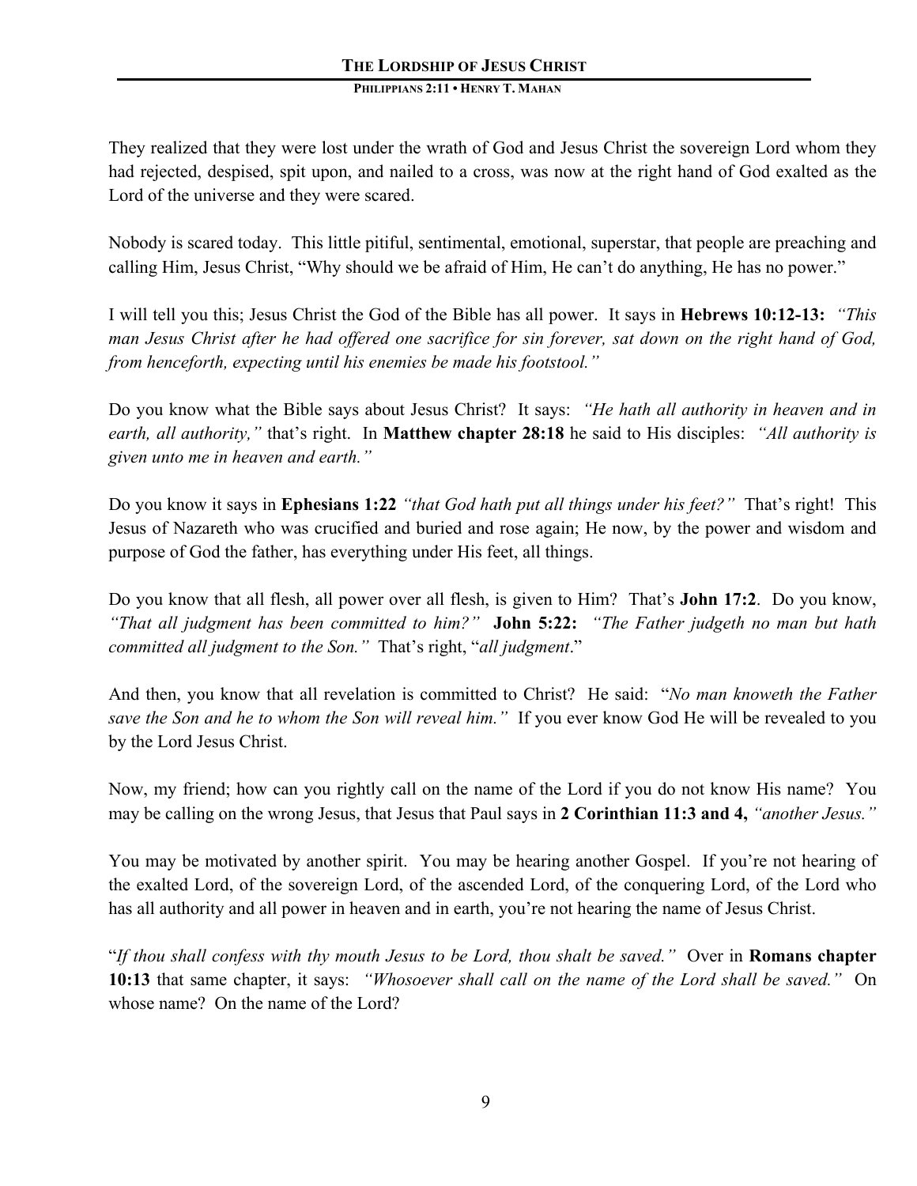They realized that they were lost under the wrath of God and Jesus Christ the sovereign Lord whom they had rejected, despised, spit upon, and nailed to a cross, was now at the right hand of God exalted as the Lord of the universe and they were scared.

Nobody is scared today. This little pitiful, sentimental, emotional, superstar, that people are preaching and calling Him, Jesus Christ, "Why should we be afraid of Him, He can't do anything, He has no power."

I will tell you this; Jesus Christ the God of the Bible has all power. It says in **Hebrews 10:12-13:** *"This man Jesus Christ after he had offered one sacrifice for sin forever, sat down on the right hand of God, from henceforth, expecting until his enemies be made his footstool."*

Do you know what the Bible says about Jesus Christ? It says: *"He hath all authority in heaven and in earth, all authority,"* that's right. In **Matthew chapter 28:18** he said to His disciples: *"All authority is given unto me in heaven and earth."*

Do you know it says in **Ephesians 1:22** *"that God hath put all things under his feet?"* That's right! This Jesus of Nazareth who was crucified and buried and rose again; He now, by the power and wisdom and purpose of God the father, has everything under His feet, all things.

Do you know that all flesh, all power over all flesh, is given to Him? That's **John 17:2**. Do you know, *"That all judgment has been committed to him?"* **John 5:22:** *"The Father judgeth no man but hath committed all judgment to the Son."* That's right, "*all judgment*."

And then, you know that all revelation is committed to Christ? He said: "*No man knoweth the Father save the Son and he to whom the Son will reveal him."* If you ever know God He will be revealed to you by the Lord Jesus Christ.

Now, my friend; how can you rightly call on the name of the Lord if you do not know His name? You may be calling on the wrong Jesus, that Jesus that Paul says in **2 Corinthian 11:3 and 4,** *"another Jesus."*

You may be motivated by another spirit. You may be hearing another Gospel. If you're not hearing of the exalted Lord, of the sovereign Lord, of the ascended Lord, of the conquering Lord, of the Lord who has all authority and all power in heaven and in earth, you're not hearing the name of Jesus Christ.

"*If thou shall confess with thy mouth Jesus to be Lord, thou shalt be saved."* Over in **Romans chapter 10:13** that same chapter, it says: *"Whosoever shall call on the name of the Lord shall be saved."* On whose name? On the name of the Lord?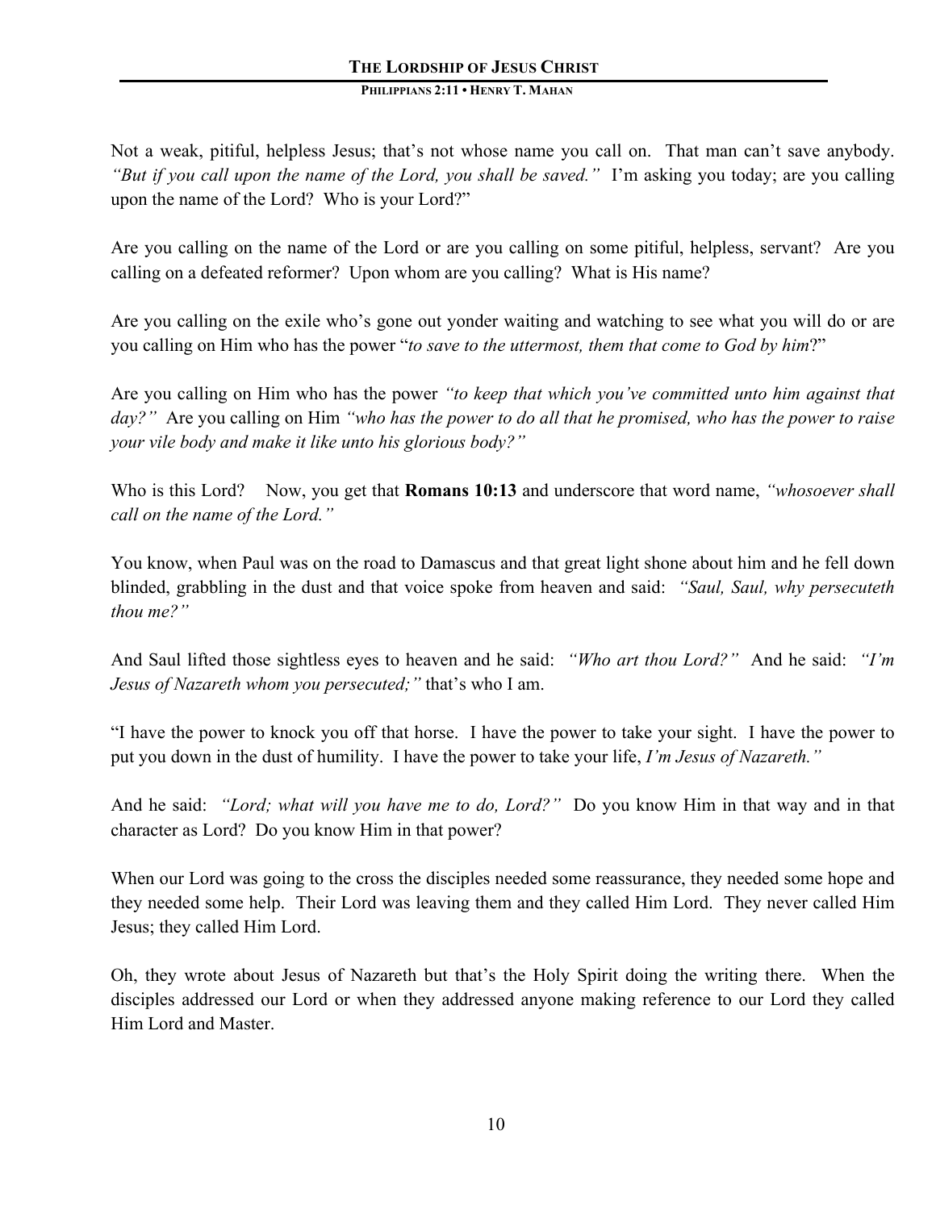Not a weak, pitiful, helpless Jesus; that's not whose name you call on. That man can't save anybody. *"But if you call upon the name of the Lord, you shall be saved."* I'm asking you today; are you calling upon the name of the Lord? Who is your Lord?"

Are you calling on the name of the Lord or are you calling on some pitiful, helpless, servant? Are you calling on a defeated reformer? Upon whom are you calling? What is His name?

Are you calling on the exile who's gone out yonder waiting and watching to see what you will do or are you calling on Him who has the power "*to save to the uttermost, them that come to God by him*?"

Are you calling on Him who has the power *"to keep that which you've committed unto him against that day?"* Are you calling on Him *"who has the power to do all that he promised, who has the power to raise your vile body and make it like unto his glorious body?"*

Who is this Lord? Now, you get that **Romans 10:13** and underscore that word name, *"whosoever shall call on the name of the Lord."*

You know, when Paul was on the road to Damascus and that great light shone about him and he fell down blinded, grabbling in the dust and that voice spoke from heaven and said: *"Saul, Saul, why persecuteth thou me?"*

And Saul lifted those sightless eyes to heaven and he said: *"Who art thou Lord?"* And he said: *"I'm Jesus of Nazareth whom you persecuted;"* that's who I am.

"I have the power to knock you off that horse. I have the power to take your sight. I have the power to put you down in the dust of humility. I have the power to take your life, *I'm Jesus of Nazareth."*

And he said: *"Lord; what will you have me to do, Lord?"* Do you know Him in that way and in that character as Lord? Do you know Him in that power?

When our Lord was going to the cross the disciples needed some reassurance, they needed some hope and they needed some help. Their Lord was leaving them and they called Him Lord. They never called Him Jesus; they called Him Lord.

Oh, they wrote about Jesus of Nazareth but that's the Holy Spirit doing the writing there. When the disciples addressed our Lord or when they addressed anyone making reference to our Lord they called Him Lord and Master.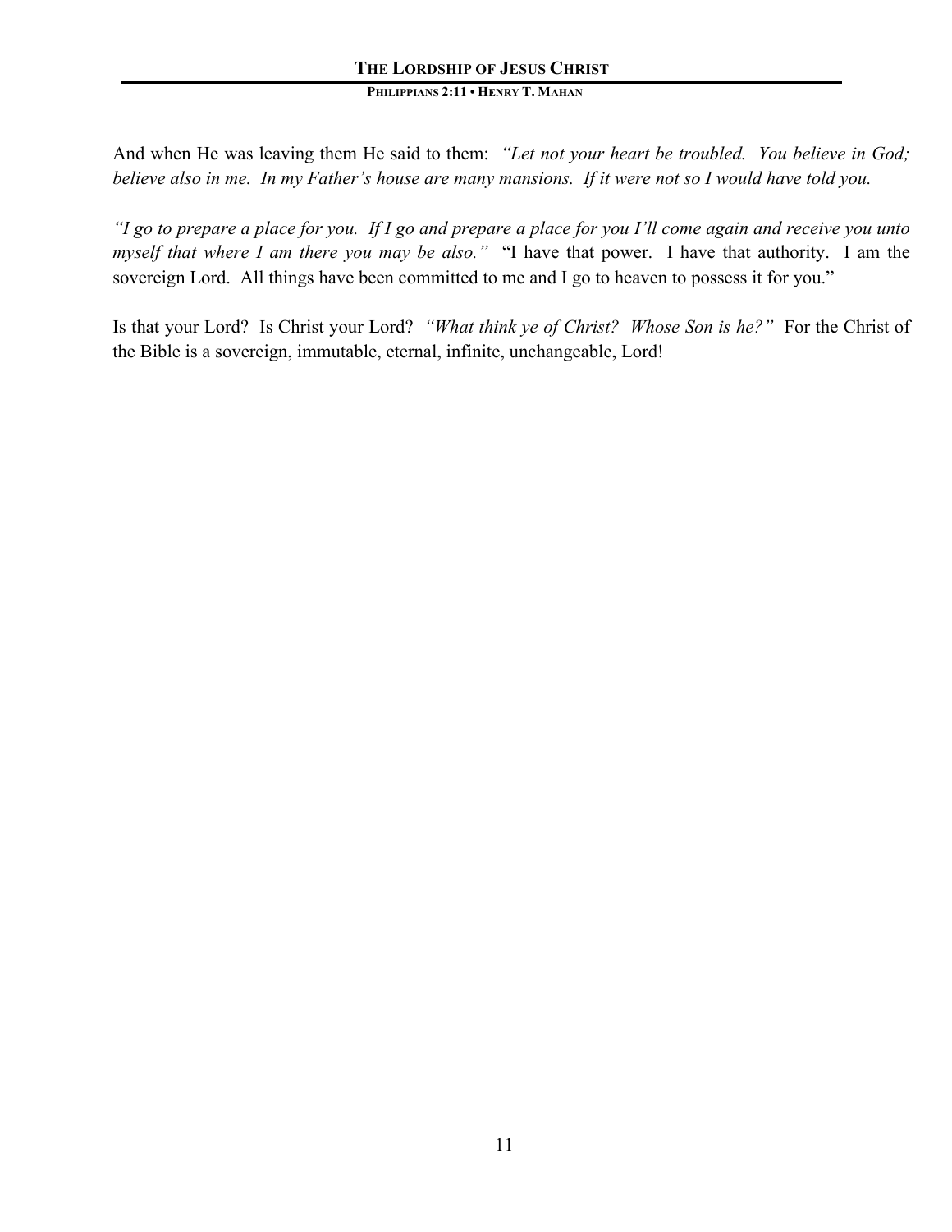And when He was leaving them He said to them: *"Let not your heart be troubled. You believe in God; believe also in me. In my Father's house are many mansions. If it were not so I would have told you.*

*"I go to prepare a place for you. If I go and prepare a place for you I'll come again and receive you unto myself that where I am there you may be also."* "I have that power. I have that authority. I am the sovereign Lord. All things have been committed to me and I go to heaven to possess it for you."

Is that your Lord? Is Christ your Lord? *"What think ye of Christ? Whose Son is he?"* For the Christ of the Bible is a sovereign, immutable, eternal, infinite, unchangeable, Lord!